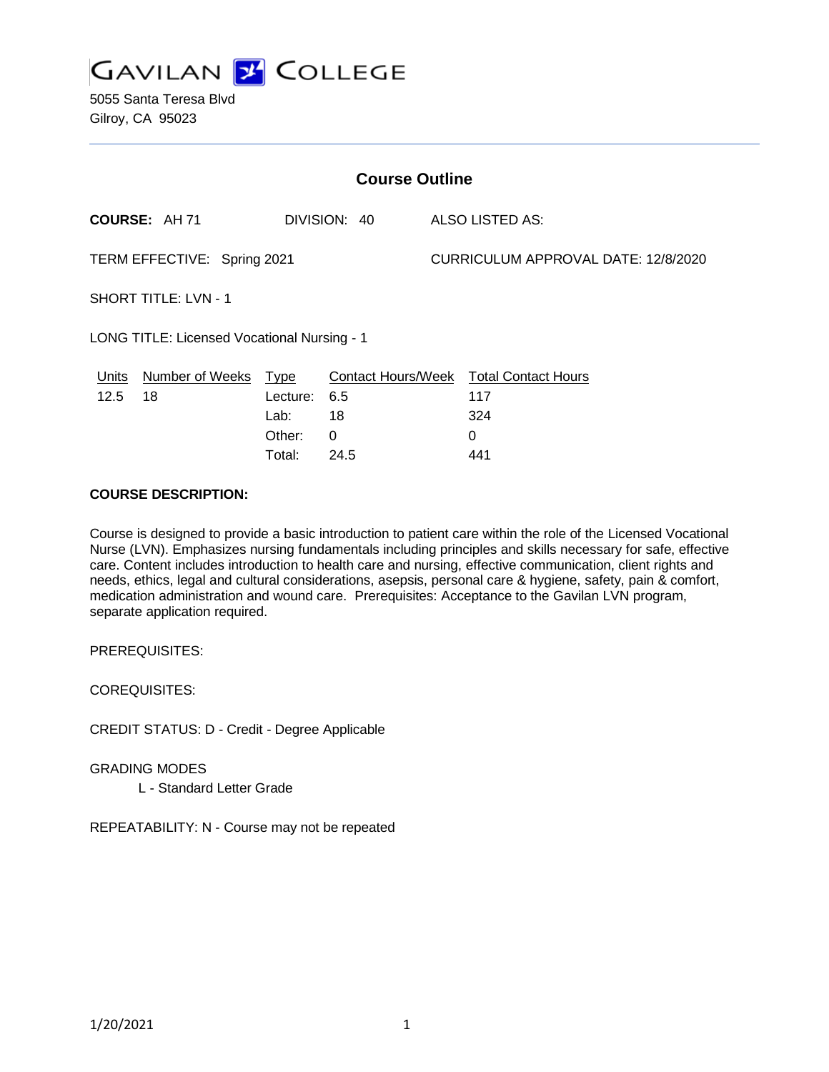# GAVILAN COLLEGE

5055 Santa Teresa Blvd
Gilroy, CA 95023

## Course Outline

**COURSE:** AH 71 DIVISION: 40 ALSO LISTED AS:

TERM EFFECTIVE: Spring 2021 CURRICULUM APPROVAL DATE: 12/8/2020

SHORT TITLE: LVN - 1

LONG TITLE: Licensed Vocational Nursing - 1

| Units | Number of Weeks | Type | Contact Hours/Week | Total Contact Hours |
|---|---|---|---|---|
| 12.5 | 18 | Lecture: | 6.5 | 117 |
| | | Lab: | 18 | 324 |
| | | Other: | 0 | 0 |
| | | Total: | 24.5 | 441 |

**COURSE DESCRIPTION:**

Course is designed to provide a basic introduction to patient care within the role of the Licensed Vocational Nurse (LVN). Emphasizes nursing fundamentals including principles and skills necessary for safe, effective care. Content includes introduction to health care and nursing, effective communication, client rights and needs, ethics, legal and cultural considerations, asepsis, personal care & hygiene, safety, pain & comfort, medication administration and wound care. Prerequisites: Acceptance to the Gavilan LVN program, separate application required.

PREREQUISITES:

COREQUISITES:

CREDIT STATUS: D - Credit - Degree Applicable

GRADING MODES

L - Standard Letter Grade

REPEATABILITY: N - Course may not be repeated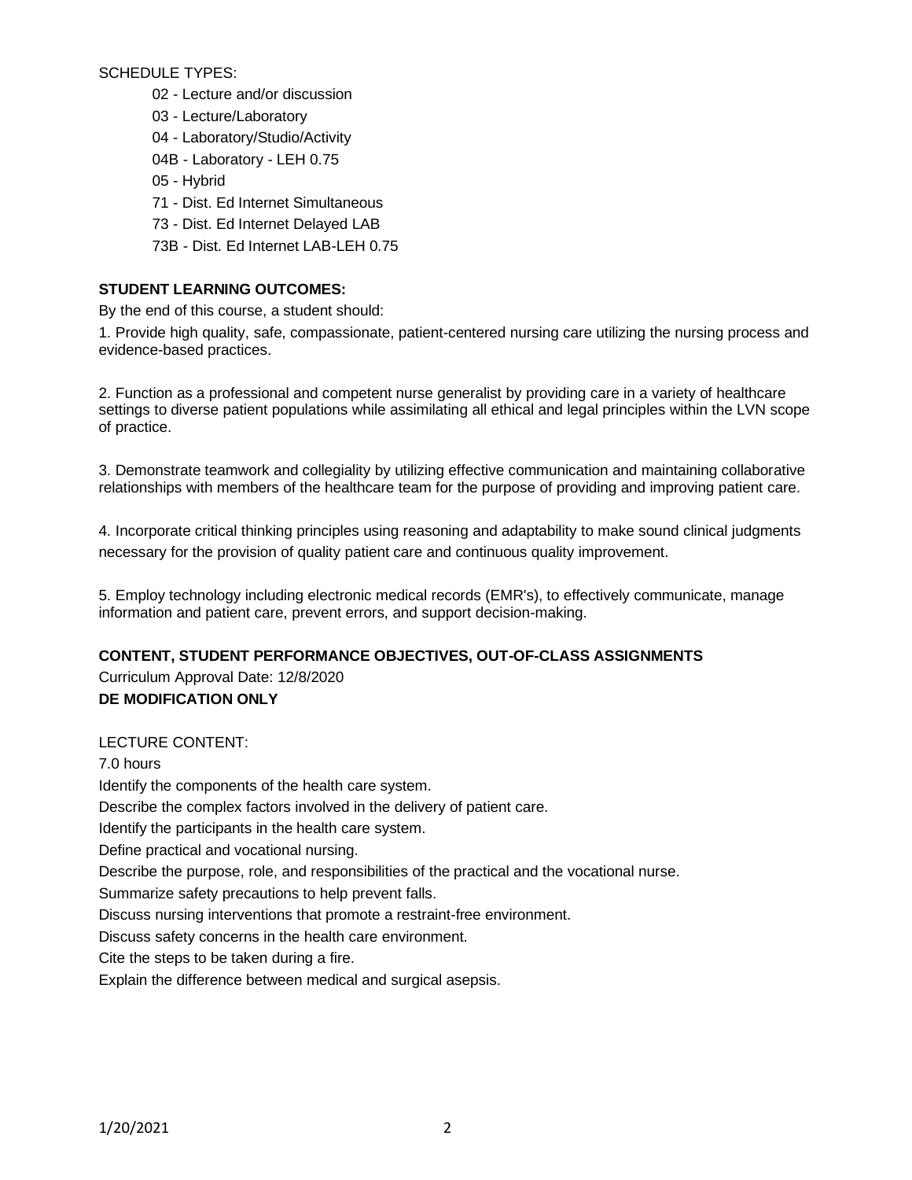SCHEDULE TYPES:

- 02 - Lecture and/or discussion
- 03 - Lecture/Laboratory
- 04 - Laboratory/Studio/Activity
- 04B - Laboratory - LEH 0.75
- 05 - Hybrid
- 71 - Dist. Ed Internet Simultaneous
- 73 - Dist. Ed Internet Delayed LAB
- 73B - Dist. Ed Internet LAB-LEH 0.75

**STUDENT LEARNING OUTCOMES:**

By the end of this course, a student should:

1. Provide high quality, safe, compassionate, patient-centered nursing care utilizing the nursing process and evidence-based practices.

2. Function as a professional and competent nurse generalist by providing care in a variety of healthcare settings to diverse patient populations while assimilating all ethical and legal principles within the LVN scope of practice.

3. Demonstrate teamwork and collegiality by utilizing effective communication and maintaining collaborative relationships with members of the healthcare team for the purpose of providing and improving patient care.

4. Incorporate critical thinking principles using reasoning and adaptability to make sound clinical judgments necessary for the provision of quality patient care and continuous quality improvement.

5. Employ technology including electronic medical records (EMR's), to effectively communicate, manage information and patient care, prevent errors, and support decision-making.

**CONTENT, STUDENT PERFORMANCE OBJECTIVES, OUT-OF-CLASS ASSIGNMENTS**

Curriculum Approval Date: 12/8/2020

**DE MODIFICATION ONLY**

LECTURE CONTENT:

7.0 hours

Identify the components of the health care system.

Describe the complex factors involved in the delivery of patient care.

Identify the participants in the health care system.

Define practical and vocational nursing.

Describe the purpose, role, and responsibilities of the practical and the vocational nurse.

Summarize safety precautions to help prevent falls.

Discuss nursing interventions that promote a restraint-free environment.

Discuss safety concerns in the health care environment.

Cite the steps to be taken during a fire.

Explain the difference between medical and surgical asepsis.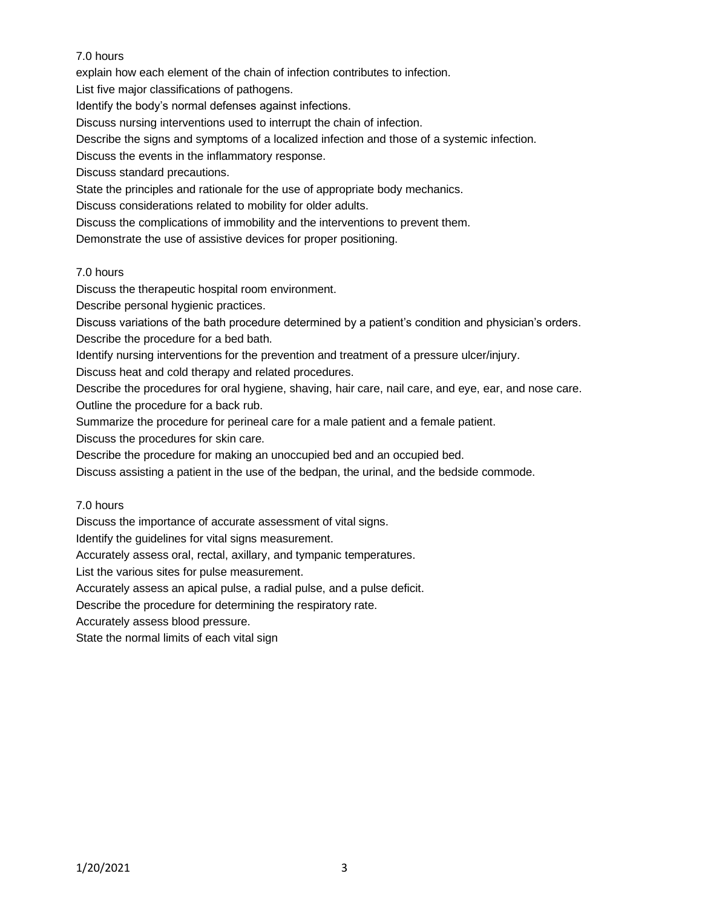7.0 hours

explain how each element of the chain of infection contributes to infection.

List five major classifications of pathogens.

Identify the body's normal defenses against infections.

Discuss nursing interventions used to interrupt the chain of infection.

Describe the signs and symptoms of a localized infection and those of a systemic infection.

Discuss the events in the inflammatory response.

Discuss standard precautions.

State the principles and rationale for the use of appropriate body mechanics.

Discuss considerations related to mobility for older adults.

Discuss the complications of immobility and the interventions to prevent them.

Demonstrate the use of assistive devices for proper positioning.

7.0 hours

Discuss the therapeutic hospital room environment.

Describe personal hygienic practices.

Discuss variations of the bath procedure determined by a patient's condition and physician's orders.

Describe the procedure for a bed bath.

Identify nursing interventions for the prevention and treatment of a pressure ulcer/injury.

Discuss heat and cold therapy and related procedures.

Describe the procedures for oral hygiene, shaving, hair care, nail care, and eye, ear, and nose care.

Outline the procedure for a back rub.

Summarize the procedure for perineal care for a male patient and a female patient.

Discuss the procedures for skin care.

Describe the procedure for making an unoccupied bed and an occupied bed.

Discuss assisting a patient in the use of the bedpan, the urinal, and the bedside commode.

7.0 hours

Discuss the importance of accurate assessment of vital signs.

Identify the guidelines for vital signs measurement.

Accurately assess oral, rectal, axillary, and tympanic temperatures.

List the various sites for pulse measurement.

Accurately assess an apical pulse, a radial pulse, and a pulse deficit.

Describe the procedure for determining the respiratory rate.

Accurately assess blood pressure.

State the normal limits of each vital sign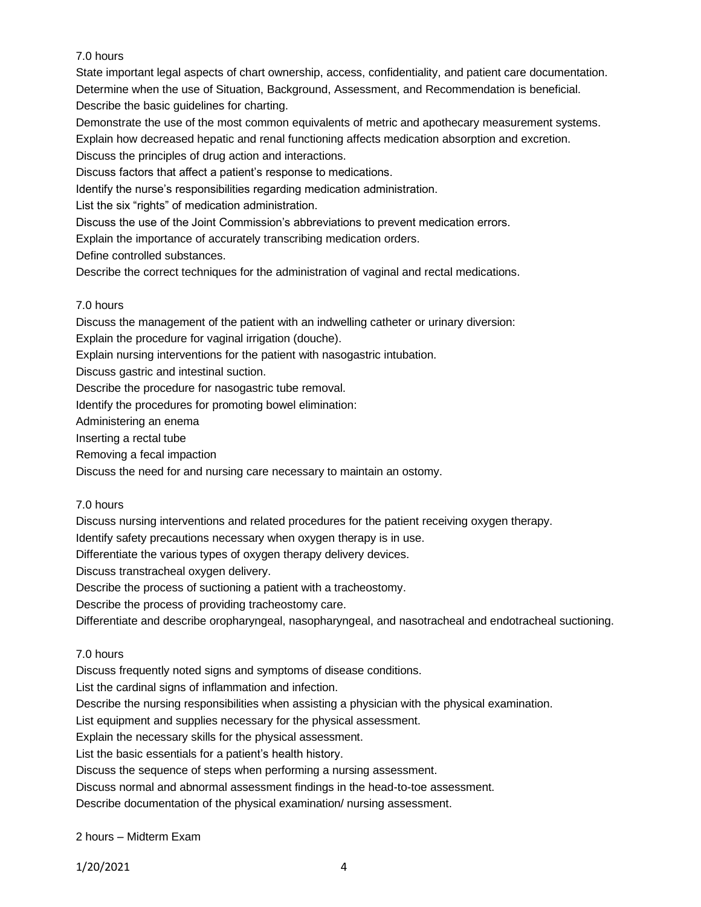7.0 hours

State important legal aspects of chart ownership, access, confidentiality, and patient care documentation.
Determine when the use of Situation, Background, Assessment, and Recommendation is beneficial.
Describe the basic guidelines for charting.
Demonstrate the use of the most common equivalents of metric and apothecary measurement systems.
Explain how decreased hepatic and renal functioning affects medication absorption and excretion.
Discuss the principles of drug action and interactions.
Discuss factors that affect a patient's response to medications.
Identify the nurse's responsibilities regarding medication administration.
List the six "rights" of medication administration.
Discuss the use of the Joint Commission's abbreviations to prevent medication errors.
Explain the importance of accurately transcribing medication orders.
Define controlled substances.
Describe the correct techniques for the administration of vaginal and rectal medications.

7.0 hours

Discuss the management of the patient with an indwelling catheter or urinary diversion:
Explain the procedure for vaginal irrigation (douche).
Explain nursing interventions for the patient with nasogastric intubation.
Discuss gastric and intestinal suction.
Describe the procedure for nasogastric tube removal.
Identify the procedures for promoting bowel elimination:
Administering an enema
Inserting a rectal tube
Removing a fecal impaction
Discuss the need for and nursing care necessary to maintain an ostomy.

7.0 hours

Discuss nursing interventions and related procedures for the patient receiving oxygen therapy.
Identify safety precautions necessary when oxygen therapy is in use.
Differentiate the various types of oxygen therapy delivery devices.
Discuss transtracheal oxygen delivery.
Describe the process of suctioning a patient with a tracheostomy.
Describe the process of providing tracheostomy care.
Differentiate and describe oropharyngeal, nasopharyngeal, and nasotracheal and endotracheal suctioning.

7.0 hours

Discuss frequently noted signs and symptoms of disease conditions.
List the cardinal signs of inflammation and infection.
Describe the nursing responsibilities when assisting a physician with the physical examination.
List equipment and supplies necessary for the physical assessment.
Explain the necessary skills for the physical assessment.
List the basic essentials for a patient's health history.
Discuss the sequence of steps when performing a nursing assessment.
Discuss normal and abnormal assessment findings in the head-to-toe assessment.
Describe documentation of the physical examination/ nursing assessment.

2 hours – Midterm Exam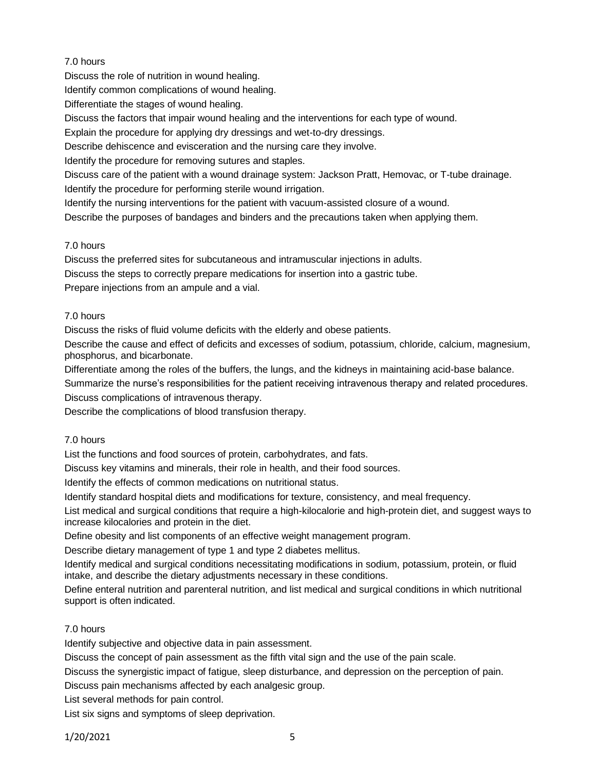7.0 hours

Discuss the role of nutrition in wound healing.

Identify common complications of wound healing.

Differentiate the stages of wound healing.

Discuss the factors that impair wound healing and the interventions for each type of wound.

Explain the procedure for applying dry dressings and wet-to-dry dressings.

Describe dehiscence and evisceration and the nursing care they involve.

Identify the procedure for removing sutures and staples.

Discuss care of the patient with a wound drainage system: Jackson Pratt, Hemovac, or T-tube drainage.

Identify the procedure for performing sterile wound irrigation.

Identify the nursing interventions for the patient with vacuum-assisted closure of a wound.

Describe the purposes of bandages and binders and the precautions taken when applying them.

7.0 hours

Discuss the preferred sites for subcutaneous and intramuscular injections in adults.

Discuss the steps to correctly prepare medications for insertion into a gastric tube.

Prepare injections from an ampule and a vial.

7.0 hours

Discuss the risks of fluid volume deficits with the elderly and obese patients.

Describe the cause and effect of deficits and excesses of sodium, potassium, chloride, calcium, magnesium, phosphorus, and bicarbonate.

Differentiate among the roles of the buffers, the lungs, and the kidneys in maintaining acid-base balance.

Summarize the nurse's responsibilities for the patient receiving intravenous therapy and related procedures.

Discuss complications of intravenous therapy.

Describe the complications of blood transfusion therapy.

7.0 hours

List the functions and food sources of protein, carbohydrates, and fats.

Discuss key vitamins and minerals, their role in health, and their food sources.

Identify the effects of common medications on nutritional status.

Identify standard hospital diets and modifications for texture, consistency, and meal frequency.

List medical and surgical conditions that require a high-kilocalorie and high-protein diet, and suggest ways to increase kilocalories and protein in the diet.

Define obesity and list components of an effective weight management program.

Describe dietary management of type 1 and type 2 diabetes mellitus.

Identify medical and surgical conditions necessitating modifications in sodium, potassium, protein, or fluid intake, and describe the dietary adjustments necessary in these conditions.

Define enteral nutrition and parenteral nutrition, and list medical and surgical conditions in which nutritional support is often indicated.

7.0 hours

Identify subjective and objective data in pain assessment.

Discuss the concept of pain assessment as the fifth vital sign and the use of the pain scale.

Discuss the synergistic impact of fatigue, sleep disturbance, and depression on the perception of pain.

Discuss pain mechanisms affected by each analgesic group.

List several methods for pain control.

List six signs and symptoms of sleep deprivation.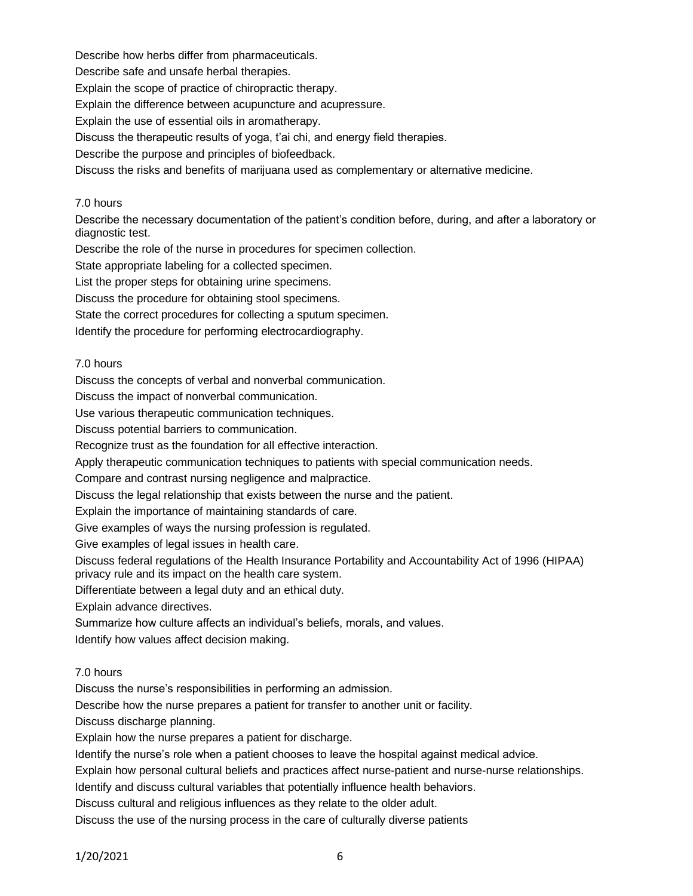Describe how herbs differ from pharmaceuticals.

Describe safe and unsafe herbal therapies.

Explain the scope of practice of chiropractic therapy.

Explain the difference between acupuncture and acupressure.

Explain the use of essential oils in aromatherapy.

Discuss the therapeutic results of yoga, t'ai chi, and energy field therapies.

Describe the purpose and principles of biofeedback.

Discuss the risks and benefits of marijuana used as complementary or alternative medicine.

7.0 hours

Describe the necessary documentation of the patient's condition before, during, and after a laboratory or diagnostic test.

Describe the role of the nurse in procedures for specimen collection.

State appropriate labeling for a collected specimen.

List the proper steps for obtaining urine specimens.

Discuss the procedure for obtaining stool specimens.

State the correct procedures for collecting a sputum specimen.

Identify the procedure for performing electrocardiography.

7.0 hours

Discuss the concepts of verbal and nonverbal communication.

Discuss the impact of nonverbal communication.

Use various therapeutic communication techniques.

Discuss potential barriers to communication.

Recognize trust as the foundation for all effective interaction.

Apply therapeutic communication techniques to patients with special communication needs.

Compare and contrast nursing negligence and malpractice.

Discuss the legal relationship that exists between the nurse and the patient.

Explain the importance of maintaining standards of care.

Give examples of ways the nursing profession is regulated.

Give examples of legal issues in health care.

Discuss federal regulations of the Health Insurance Portability and Accountability Act of 1996 (HIPAA) privacy rule and its impact on the health care system.

Differentiate between a legal duty and an ethical duty.

Explain advance directives.

Summarize how culture affects an individual's beliefs, morals, and values.

Identify how values affect decision making.

7.0 hours

Discuss the nurse's responsibilities in performing an admission.

Describe how the nurse prepares a patient for transfer to another unit or facility.

Discuss discharge planning.

Explain how the nurse prepares a patient for discharge.

Identify the nurse's role when a patient chooses to leave the hospital against medical advice.

Explain how personal cultural beliefs and practices affect nurse-patient and nurse-nurse relationships.

Identify and discuss cultural variables that potentially influence health behaviors.

Discuss cultural and religious influences as they relate to the older adult.

Discuss the use of the nursing process in the care of culturally diverse patients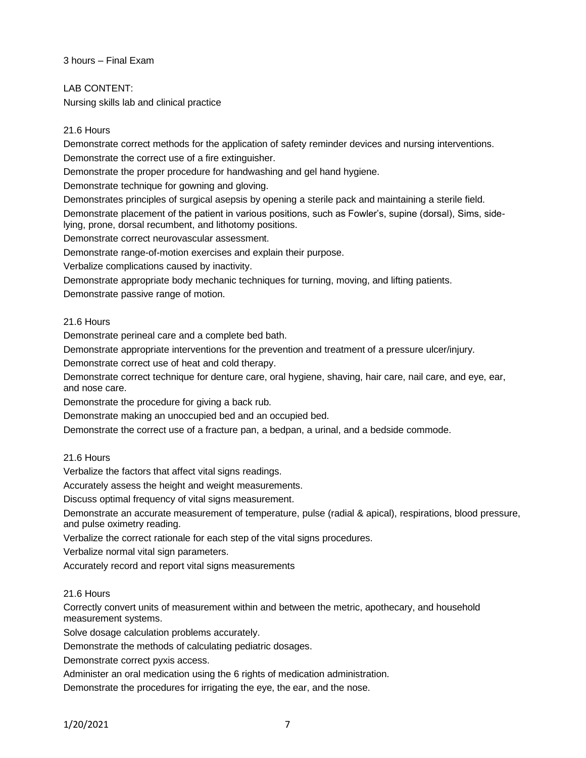3 hours – Final Exam

LAB CONTENT:

Nursing skills lab and clinical practice

21.6 Hours

Demonstrate correct methods for the application of safety reminder devices and nursing interventions.

Demonstrate the correct use of a fire extinguisher.

Demonstrate the proper procedure for handwashing and gel hand hygiene.

Demonstrate technique for gowning and gloving.

Demonstrates principles of surgical asepsis by opening a sterile pack and maintaining a sterile field.

Demonstrate placement of the patient in various positions, such as Fowler's, supine (dorsal), Sims, side-lying, prone, dorsal recumbent, and lithotomy positions.

Demonstrate correct neurovascular assessment.

Demonstrate range-of-motion exercises and explain their purpose.

Verbalize complications caused by inactivity.

Demonstrate appropriate body mechanic techniques for turning, moving, and lifting patients.

Demonstrate passive range of motion.

21.6 Hours

Demonstrate perineal care and a complete bed bath.

Demonstrate appropriate interventions for the prevention and treatment of a pressure ulcer/injury.

Demonstrate correct use of heat and cold therapy.

Demonstrate correct technique for denture care, oral hygiene, shaving, hair care, nail care, and eye, ear, and nose care.

Demonstrate the procedure for giving a back rub.

Demonstrate making an unoccupied bed and an occupied bed.

Demonstrate the correct use of a fracture pan, a bedpan, a urinal, and a bedside commode.

21.6 Hours

Verbalize the factors that affect vital signs readings.

Accurately assess the height and weight measurements.

Discuss optimal frequency of vital signs measurement.

Demonstrate an accurate measurement of temperature, pulse (radial & apical), respirations, blood pressure, and pulse oximetry reading.

Verbalize the correct rationale for each step of the vital signs procedures.

Verbalize normal vital sign parameters.

Accurately record and report vital signs measurements

21.6 Hours

Correctly convert units of measurement within and between the metric, apothecary, and household measurement systems.

Solve dosage calculation problems accurately.

Demonstrate the methods of calculating pediatric dosages.

Demonstrate correct pyxis access.

Administer an oral medication using the 6 rights of medication administration.

Demonstrate the procedures for irrigating the eye, the ear, and the nose.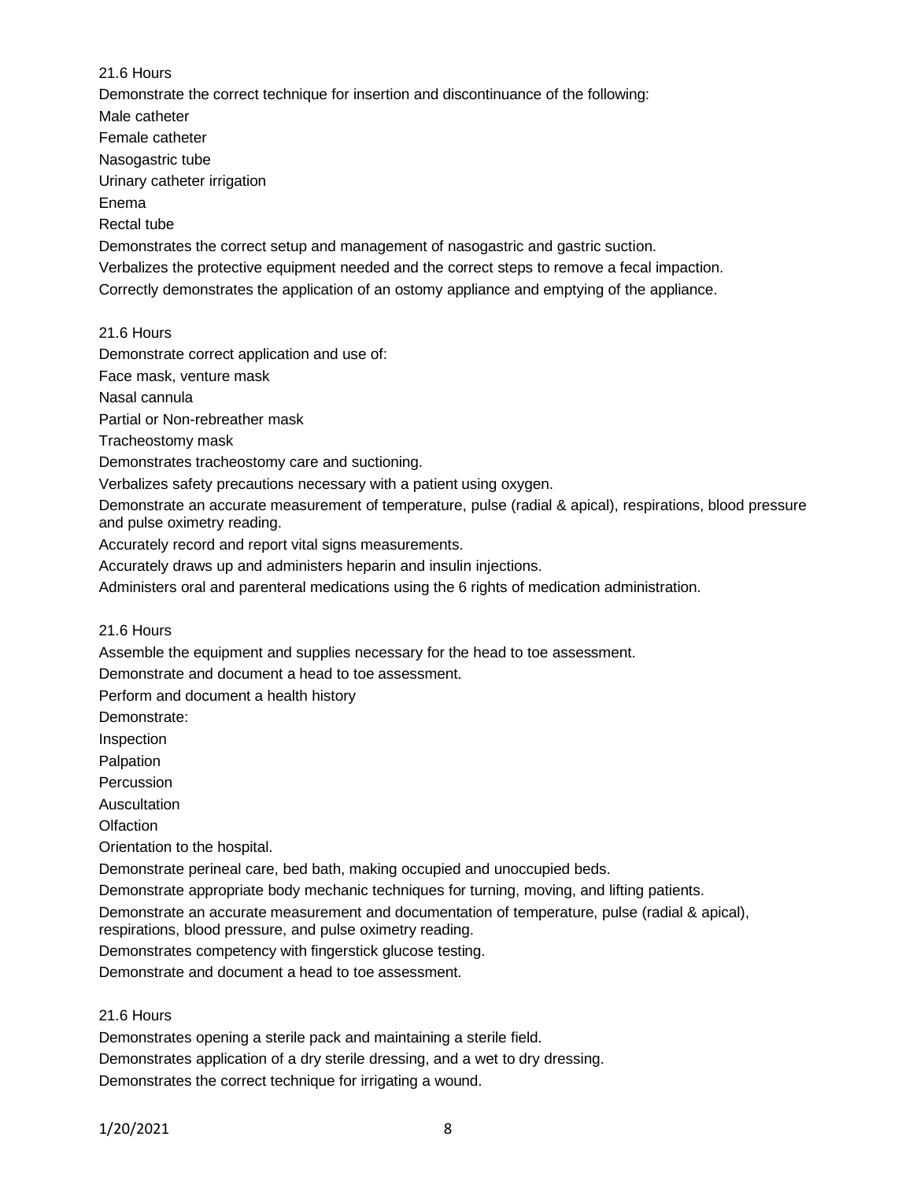21.6 Hours

Demonstrate the correct technique for insertion and discontinuance of the following:

Male catheter

Female catheter

Nasogastric tube

Urinary catheter irrigation

Enema

Rectal tube

Demonstrates the correct setup and management of nasogastric and gastric suction.

Verbalizes the protective equipment needed and the correct steps to remove a fecal impaction.

Correctly demonstrates the application of an ostomy appliance and emptying of the appliance.

21.6 Hours

Demonstrate correct application and use of:

Face mask, venture mask

Nasal cannula

Partial or Non-rebreather mask

Tracheostomy mask

Demonstrates tracheostomy care and suctioning.

Verbalizes safety precautions necessary with a patient using oxygen.

Demonstrate an accurate measurement of temperature, pulse (radial & apical), respirations, blood pressure and pulse oximetry reading.

Accurately record and report vital signs measurements.

Accurately draws up and administers heparin and insulin injections.

Administers oral and parenteral medications using the 6 rights of medication administration.

21.6 Hours

Assemble the equipment and supplies necessary for the head to toe assessment.

Demonstrate and document a head to toe assessment.

Perform and document a health history

Demonstrate:

Inspection

Palpation

Percussion

Auscultation

Olfaction

Orientation to the hospital.

Demonstrate perineal care, bed bath, making occupied and unoccupied beds.

Demonstrate appropriate body mechanic techniques for turning, moving, and lifting patients.

Demonstrate an accurate measurement and documentation of temperature, pulse (radial & apical), respirations, blood pressure, and pulse oximetry reading.

Demonstrates competency with fingerstick glucose testing.

Demonstrate and document a head to toe assessment.

21.6 Hours

Demonstrates opening a sterile pack and maintaining a sterile field.

Demonstrates application of a dry sterile dressing, and a wet to dry dressing.

Demonstrates the correct technique for irrigating a wound.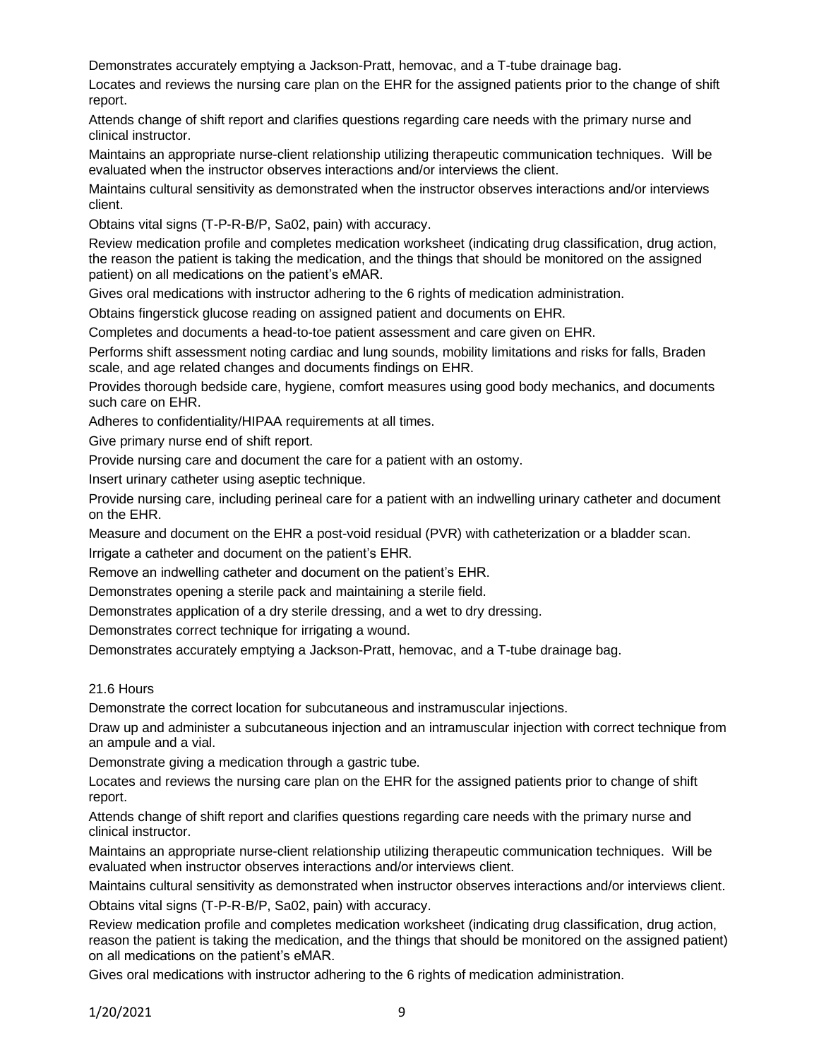Demonstrates accurately emptying a Jackson-Pratt, hemovac, and a T-tube drainage bag.

Locates and reviews the nursing care plan on the EHR for the assigned patients prior to the change of shift report.

Attends change of shift report and clarifies questions regarding care needs with the primary nurse and clinical instructor.

Maintains an appropriate nurse-client relationship utilizing therapeutic communication techniques. Will be evaluated when the instructor observes interactions and/or interviews the client.

Maintains cultural sensitivity as demonstrated when the instructor observes interactions and/or interviews client.

Obtains vital signs (T-P-R-B/P, Sa02, pain) with accuracy.

Review medication profile and completes medication worksheet (indicating drug classification, drug action, the reason the patient is taking the medication, and the things that should be monitored on the assigned patient) on all medications on the patient's eMAR.

Gives oral medications with instructor adhering to the 6 rights of medication administration.

Obtains fingerstick glucose reading on assigned patient and documents on EHR.

Completes and documents a head-to-toe patient assessment and care given on EHR.

Performs shift assessment noting cardiac and lung sounds, mobility limitations and risks for falls, Braden scale, and age related changes and documents findings on EHR.

Provides thorough bedside care, hygiene, comfort measures using good body mechanics, and documents such care on EHR.

Adheres to confidentiality/HIPAA requirements at all times.

Give primary nurse end of shift report.

Provide nursing care and document the care for a patient with an ostomy.

Insert urinary catheter using aseptic technique.

Provide nursing care, including perineal care for a patient with an indwelling urinary catheter and document on the EHR.

Measure and document on the EHR a post-void residual (PVR) with catheterization or a bladder scan.

Irrigate a catheter and document on the patient's EHR.

Remove an indwelling catheter and document on the patient's EHR.

Demonstrates opening a sterile pack and maintaining a sterile field.

Demonstrates application of a dry sterile dressing, and a wet to dry dressing.

Demonstrates correct technique for irrigating a wound.

Demonstrates accurately emptying a Jackson-Pratt, hemovac, and a T-tube drainage bag.

21.6 Hours

Demonstrate the correct location for subcutaneous and instramuscular injections.

Draw up and administer a subcutaneous injection and an intramuscular injection with correct technique from an ampule and a vial.

Demonstrate giving a medication through a gastric tube.

Locates and reviews the nursing care plan on the EHR for the assigned patients prior to change of shift report.

Attends change of shift report and clarifies questions regarding care needs with the primary nurse and clinical instructor.

Maintains an appropriate nurse-client relationship utilizing therapeutic communication techniques. Will be evaluated when instructor observes interactions and/or interviews client.

Maintains cultural sensitivity as demonstrated when instructor observes interactions and/or interviews client.

Obtains vital signs (T-P-R-B/P, Sa02, pain) with accuracy.

Review medication profile and completes medication worksheet (indicating drug classification, drug action, reason the patient is taking the medication, and the things that should be monitored on the assigned patient) on all medications on the patient's eMAR.

Gives oral medications with instructor adhering to the 6 rights of medication administration.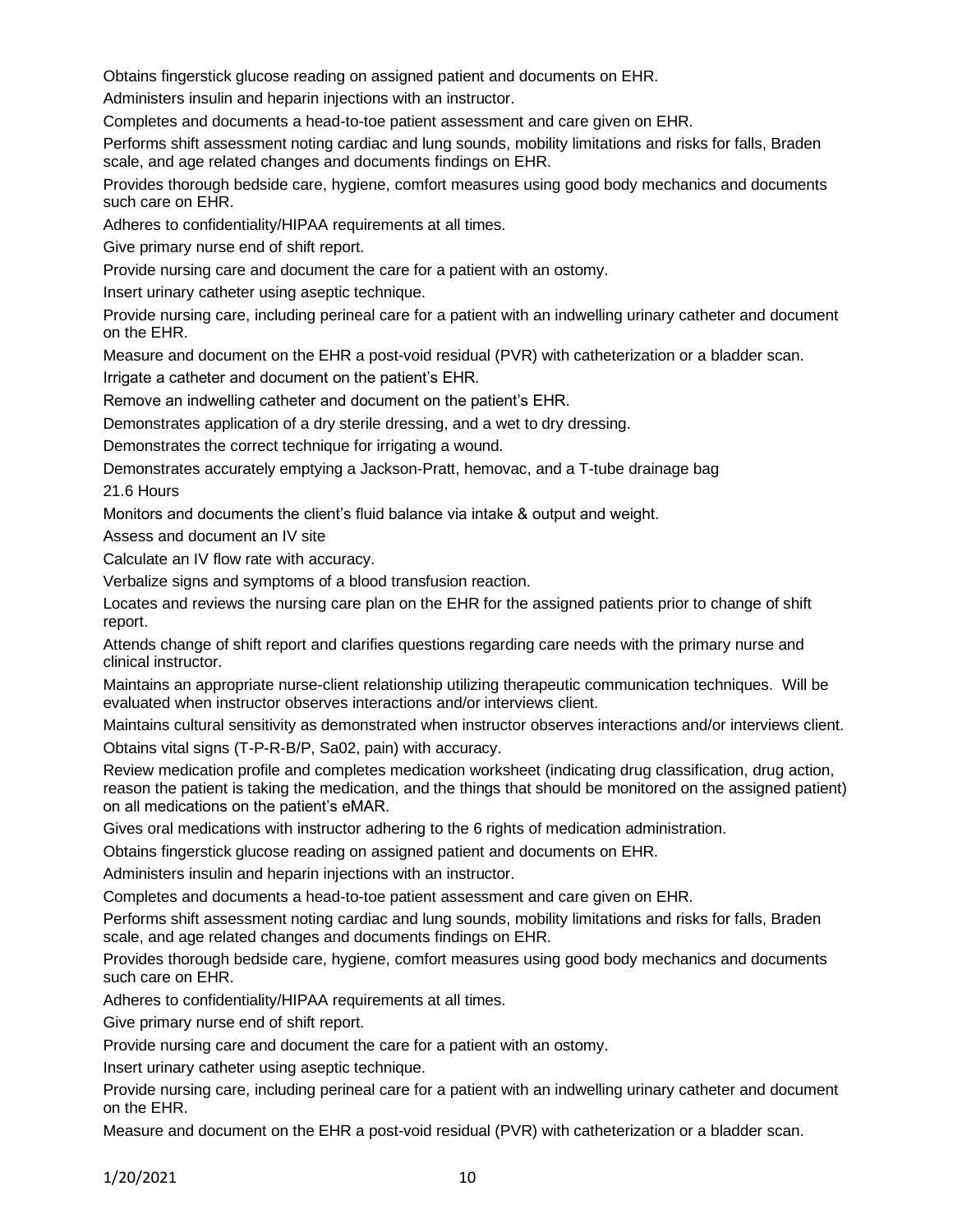Obtains fingerstick glucose reading on assigned patient and documents on EHR.

Administers insulin and heparin injections with an instructor.

Completes and documents a head-to-toe patient assessment and care given on EHR.

Performs shift assessment noting cardiac and lung sounds, mobility limitations and risks for falls, Braden scale, and age related changes and documents findings on EHR.

Provides thorough bedside care, hygiene, comfort measures using good body mechanics and documents such care on EHR.

Adheres to confidentiality/HIPAA requirements at all times.

Give primary nurse end of shift report.

Provide nursing care and document the care for a patient with an ostomy.

Insert urinary catheter using aseptic technique.

Provide nursing care, including perineal care for a patient with an indwelling urinary catheter and document on the EHR.

Measure and document on the EHR a post-void residual (PVR) with catheterization or a bladder scan.

Irrigate a catheter and document on the patient's EHR.

Remove an indwelling catheter and document on the patient's EHR.

Demonstrates application of a dry sterile dressing, and a wet to dry dressing.

Demonstrates the correct technique for irrigating a wound.

Demonstrates accurately emptying a Jackson-Pratt, hemovac, and a T-tube drainage bag

21.6 Hours

Monitors and documents the client's fluid balance via intake & output and weight.

Assess and document an IV site

Calculate an IV flow rate with accuracy.

Verbalize signs and symptoms of a blood transfusion reaction.

Locates and reviews the nursing care plan on the EHR for the assigned patients prior to change of shift report.

Attends change of shift report and clarifies questions regarding care needs with the primary nurse and clinical instructor.

Maintains an appropriate nurse-client relationship utilizing therapeutic communication techniques. Will be evaluated when instructor observes interactions and/or interviews client.

Maintains cultural sensitivity as demonstrated when instructor observes interactions and/or interviews client.

Obtains vital signs (T-P-R-B/P, Sa02, pain) with accuracy.

Review medication profile and completes medication worksheet (indicating drug classification, drug action, reason the patient is taking the medication, and the things that should be monitored on the assigned patient) on all medications on the patient's eMAR.

Gives oral medications with instructor adhering to the 6 rights of medication administration.

Obtains fingerstick glucose reading on assigned patient and documents on EHR.

Administers insulin and heparin injections with an instructor.

Completes and documents a head-to-toe patient assessment and care given on EHR.

Performs shift assessment noting cardiac and lung sounds, mobility limitations and risks for falls, Braden scale, and age related changes and documents findings on EHR.

Provides thorough bedside care, hygiene, comfort measures using good body mechanics and documents such care on EHR.

Adheres to confidentiality/HIPAA requirements at all times.

Give primary nurse end of shift report.

Provide nursing care and document the care for a patient with an ostomy.

Insert urinary catheter using aseptic technique.

Provide nursing care, including perineal care for a patient with an indwelling urinary catheter and document on the EHR.

Measure and document on the EHR a post-void residual (PVR) with catheterization or a bladder scan.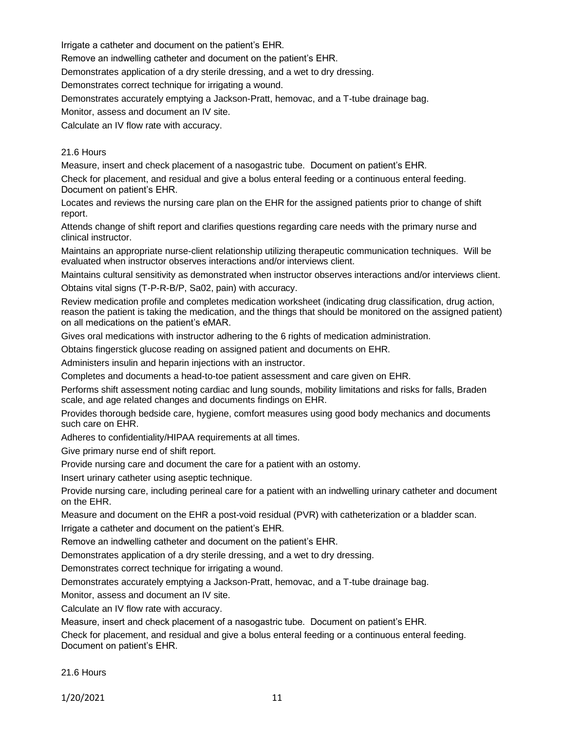Irrigate a catheter and document on the patient's EHR.

Remove an indwelling catheter and document on the patient's EHR.

Demonstrates application of a dry sterile dressing, and a wet to dry dressing.

Demonstrates correct technique for irrigating a wound.

Demonstrates accurately emptying a Jackson-Pratt, hemovac, and a T-tube drainage bag.

Monitor, assess and document an IV site.

Calculate an IV flow rate with accuracy.

21.6 Hours

Measure, insert and check placement of a nasogastric tube. Document on patient's EHR.

Check for placement, and residual and give a bolus enteral feeding or a continuous enteral feeding. Document on patient's EHR.

Locates and reviews the nursing care plan on the EHR for the assigned patients prior to change of shift report.

Attends change of shift report and clarifies questions regarding care needs with the primary nurse and clinical instructor.

Maintains an appropriate nurse-client relationship utilizing therapeutic communication techniques. Will be evaluated when instructor observes interactions and/or interviews client.

Maintains cultural sensitivity as demonstrated when instructor observes interactions and/or interviews client.

Obtains vital signs (T-P-R-B/P, Sa02, pain) with accuracy.

Review medication profile and completes medication worksheet (indicating drug classification, drug action, reason the patient is taking the medication, and the things that should be monitored on the assigned patient) on all medications on the patient's eMAR.

Gives oral medications with instructor adhering to the 6 rights of medication administration.

Obtains fingerstick glucose reading on assigned patient and documents on EHR.

Administers insulin and heparin injections with an instructor.

Completes and documents a head-to-toe patient assessment and care given on EHR.

Performs shift assessment noting cardiac and lung sounds, mobility limitations and risks for falls, Braden scale, and age related changes and documents findings on EHR.

Provides thorough bedside care, hygiene, comfort measures using good body mechanics and documents such care on EHR.

Adheres to confidentiality/HIPAA requirements at all times.

Give primary nurse end of shift report.

Provide nursing care and document the care for a patient with an ostomy.

Insert urinary catheter using aseptic technique.

Provide nursing care, including perineal care for a patient with an indwelling urinary catheter and document on the EHR.

Measure and document on the EHR a post-void residual (PVR) with catheterization or a bladder scan.

Irrigate a catheter and document on the patient's EHR.

Remove an indwelling catheter and document on the patient's EHR.

Demonstrates application of a dry sterile dressing, and a wet to dry dressing.

Demonstrates correct technique for irrigating a wound.

Demonstrates accurately emptying a Jackson-Pratt, hemovac, and a T-tube drainage bag.

Monitor, assess and document an IV site.

Calculate an IV flow rate with accuracy.

Measure, insert and check placement of a nasogastric tube. Document on patient's EHR.

Check for placement, and residual and give a bolus enteral feeding or a continuous enteral feeding. Document on patient's EHR.

21.6 Hours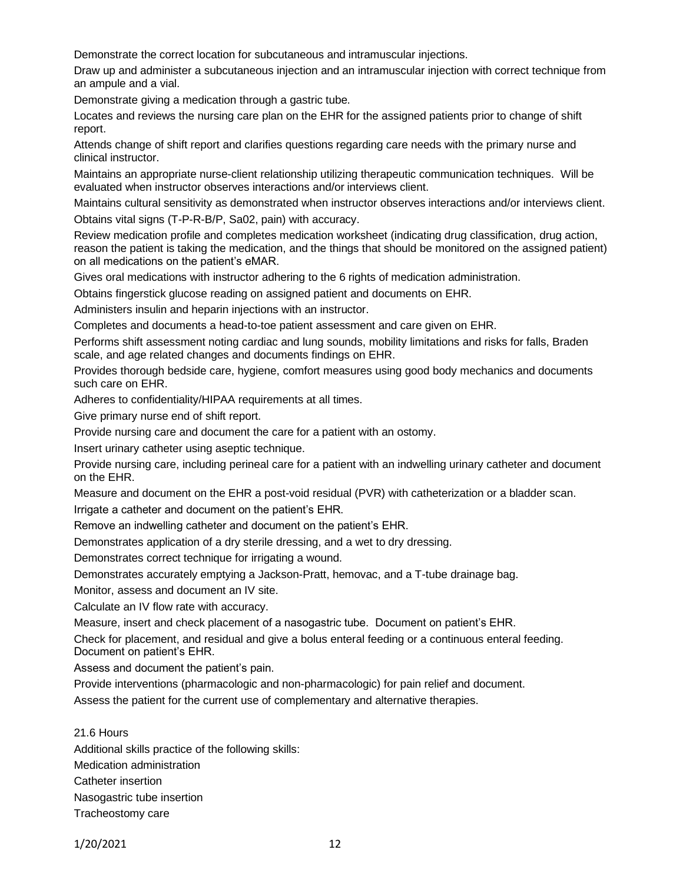Demonstrate the correct location for subcutaneous and intramuscular injections.

Draw up and administer a subcutaneous injection and an intramuscular injection with correct technique from an ampule and a vial.

Demonstrate giving a medication through a gastric tube.

Locates and reviews the nursing care plan on the EHR for the assigned patients prior to change of shift report.

Attends change of shift report and clarifies questions regarding care needs with the primary nurse and clinical instructor.

Maintains an appropriate nurse-client relationship utilizing therapeutic communication techniques. Will be evaluated when instructor observes interactions and/or interviews client.

Maintains cultural sensitivity as demonstrated when instructor observes interactions and/or interviews client.

Obtains vital signs (T-P-R-B/P, Sa02, pain) with accuracy.

Review medication profile and completes medication worksheet (indicating drug classification, drug action, reason the patient is taking the medication, and the things that should be monitored on the assigned patient) on all medications on the patient's eMAR.

Gives oral medications with instructor adhering to the 6 rights of medication administration.

Obtains fingerstick glucose reading on assigned patient and documents on EHR.

Administers insulin and heparin injections with an instructor.

Completes and documents a head-to-toe patient assessment and care given on EHR.

Performs shift assessment noting cardiac and lung sounds, mobility limitations and risks for falls, Braden scale, and age related changes and documents findings on EHR.

Provides thorough bedside care, hygiene, comfort measures using good body mechanics and documents such care on EHR.

Adheres to confidentiality/HIPAA requirements at all times.

Give primary nurse end of shift report.

Provide nursing care and document the care for a patient with an ostomy.

Insert urinary catheter using aseptic technique.

Provide nursing care, including perineal care for a patient with an indwelling urinary catheter and document on the EHR.

Measure and document on the EHR a post-void residual (PVR) with catheterization or a bladder scan.

Irrigate a catheter and document on the patient's EHR.

Remove an indwelling catheter and document on the patient's EHR.

Demonstrates application of a dry sterile dressing, and a wet to dry dressing.

Demonstrates correct technique for irrigating a wound.

Demonstrates accurately emptying a Jackson-Pratt, hemovac, and a T-tube drainage bag.

Monitor, assess and document an IV site.

Calculate an IV flow rate with accuracy.

Measure, insert and check placement of a nasogastric tube. Document on patient's EHR.

Check for placement, and residual and give a bolus enteral feeding or a continuous enteral feeding. Document on patient's EHR.

Assess and document the patient's pain.

Provide interventions (pharmacologic and non-pharmacologic) for pain relief and document.

Assess the patient for the current use of complementary and alternative therapies.

21.6 Hours

Additional skills practice of the following skills:

Medication administration

Catheter insertion

Nasogastric tube insertion

Tracheostomy care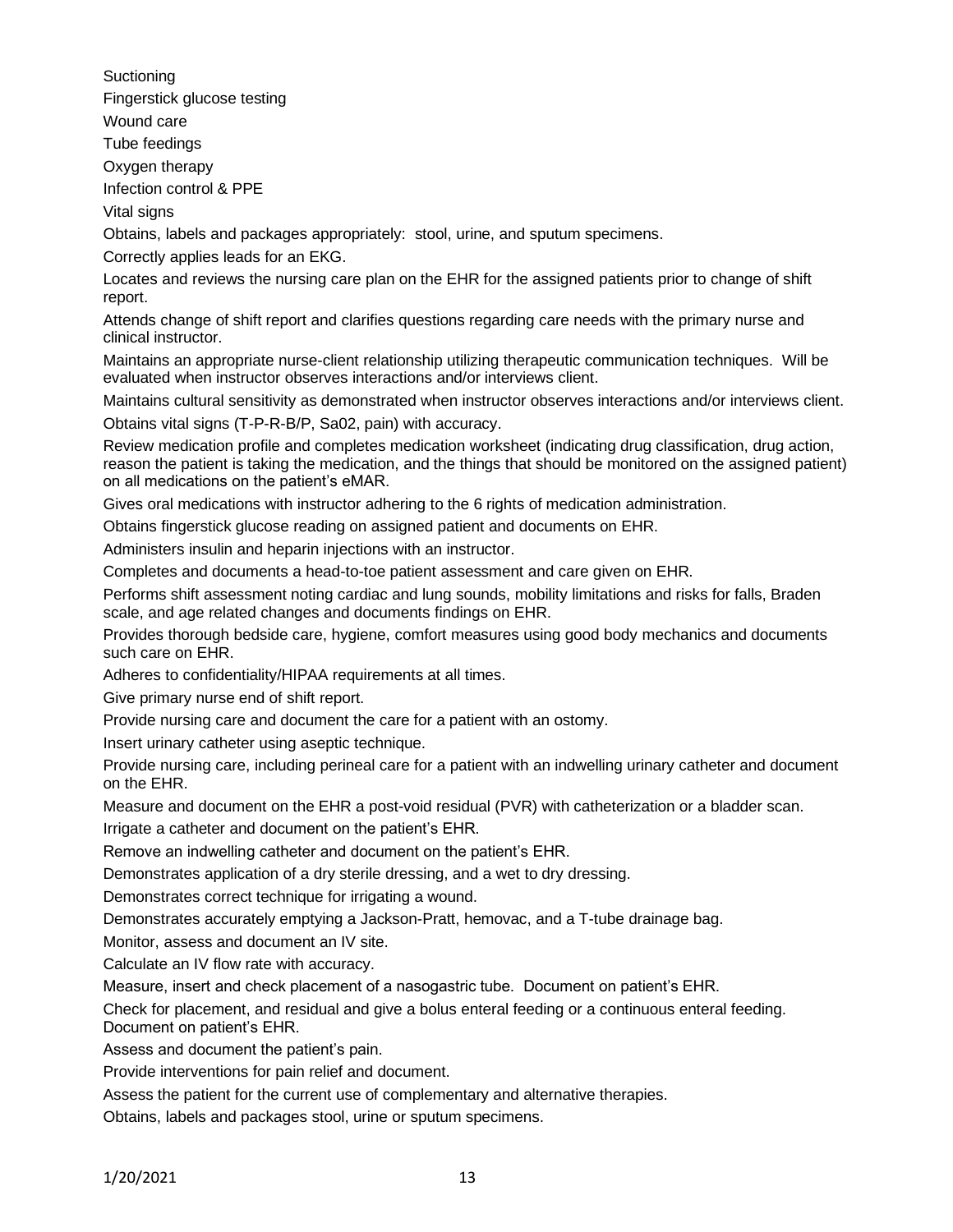Suctioning

Fingerstick glucose testing

Wound care

Tube feedings

Oxygen therapy

Infection control & PPE

Vital signs

Obtains, labels and packages appropriately: stool, urine, and sputum specimens.

Correctly applies leads for an EKG.

Locates and reviews the nursing care plan on the EHR for the assigned patients prior to change of shift report.

Attends change of shift report and clarifies questions regarding care needs with the primary nurse and clinical instructor.

Maintains an appropriate nurse-client relationship utilizing therapeutic communication techniques. Will be evaluated when instructor observes interactions and/or interviews client.

Maintains cultural sensitivity as demonstrated when instructor observes interactions and/or interviews client.

Obtains vital signs (T-P-R-B/P, Sa02, pain) with accuracy.

Review medication profile and completes medication worksheet (indicating drug classification, drug action, reason the patient is taking the medication, and the things that should be monitored on the assigned patient) on all medications on the patient's eMAR.

Gives oral medications with instructor adhering to the 6 rights of medication administration.

Obtains fingerstick glucose reading on assigned patient and documents on EHR.

Administers insulin and heparin injections with an instructor.

Completes and documents a head-to-toe patient assessment and care given on EHR.

Performs shift assessment noting cardiac and lung sounds, mobility limitations and risks for falls, Braden scale, and age related changes and documents findings on EHR.

Provides thorough bedside care, hygiene, comfort measures using good body mechanics and documents such care on EHR.

Adheres to confidentiality/HIPAA requirements at all times.

Give primary nurse end of shift report.

Provide nursing care and document the care for a patient with an ostomy.

Insert urinary catheter using aseptic technique.

Provide nursing care, including perineal care for a patient with an indwelling urinary catheter and document on the EHR.

Measure and document on the EHR a post-void residual (PVR) with catheterization or a bladder scan.

Irrigate a catheter and document on the patient's EHR.

Remove an indwelling catheter and document on the patient's EHR.

Demonstrates application of a dry sterile dressing, and a wet to dry dressing.

Demonstrates correct technique for irrigating a wound.

Demonstrates accurately emptying a Jackson-Pratt, hemovac, and a T-tube drainage bag.

Monitor, assess and document an IV site.

Calculate an IV flow rate with accuracy.

Measure, insert and check placement of a nasogastric tube. Document on patient's EHR.

Check for placement, and residual and give a bolus enteral feeding or a continuous enteral feeding. Document on patient's EHR.

Assess and document the patient's pain.

Provide interventions for pain relief and document.

Assess the patient for the current use of complementary and alternative therapies.

Obtains, labels and packages stool, urine or sputum specimens.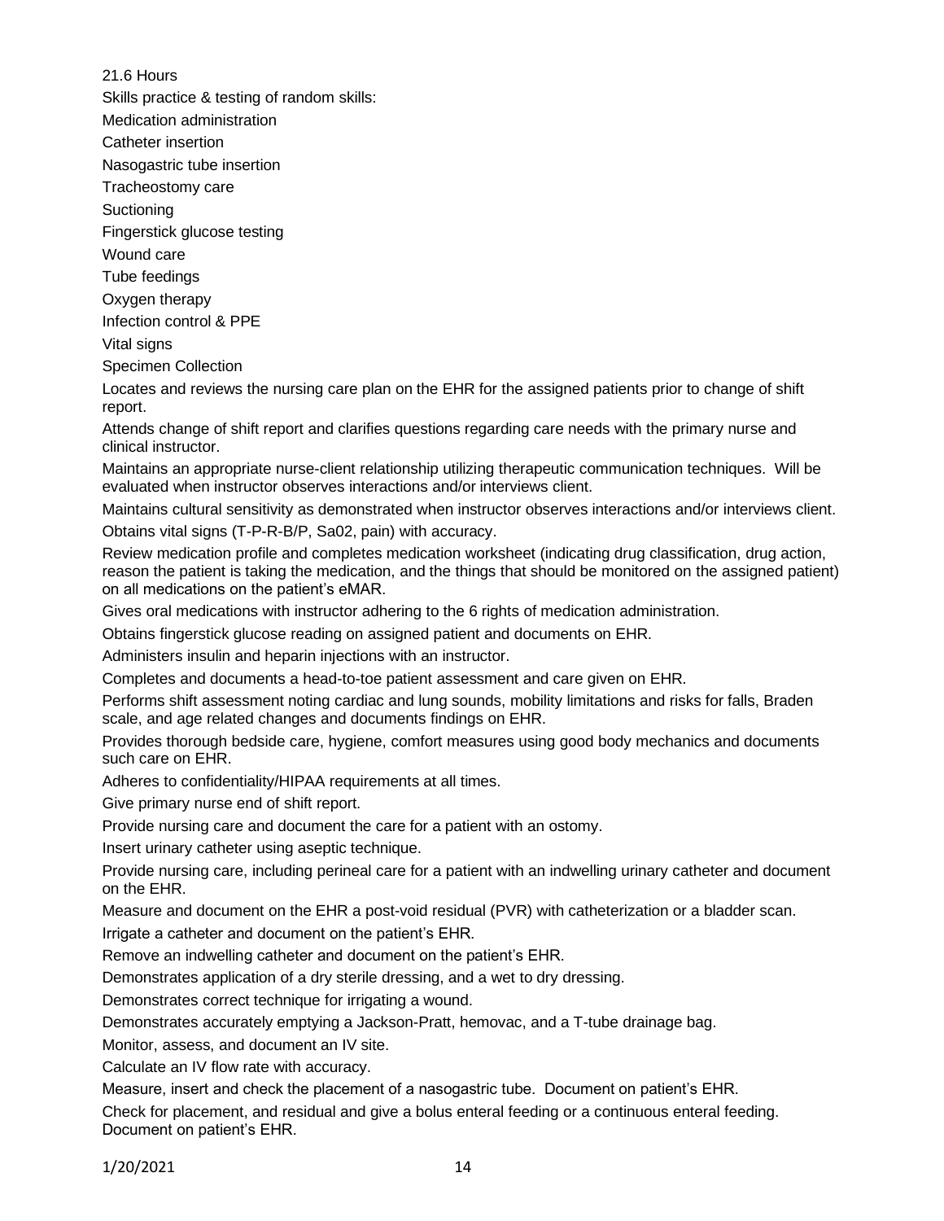21.6 Hours

Skills practice & testing of random skills:

Medication administration

Catheter insertion

Nasogastric tube insertion

Tracheostomy care

Suctioning

Fingerstick glucose testing

Wound care

Tube feedings

Oxygen therapy

Infection control & PPE

Vital signs

Specimen Collection

Locates and reviews the nursing care plan on the EHR for the assigned patients prior to change of shift report.

Attends change of shift report and clarifies questions regarding care needs with the primary nurse and clinical instructor.

Maintains an appropriate nurse-client relationship utilizing therapeutic communication techniques. Will be evaluated when instructor observes interactions and/or interviews client.

Maintains cultural sensitivity as demonstrated when instructor observes interactions and/or interviews client.

Obtains vital signs (T-P-R-B/P, Sa02, pain) with accuracy.

Review medication profile and completes medication worksheet (indicating drug classification, drug action, reason the patient is taking the medication, and the things that should be monitored on the assigned patient) on all medications on the patient's eMAR.

Gives oral medications with instructor adhering to the 6 rights of medication administration.

Obtains fingerstick glucose reading on assigned patient and documents on EHR.

Administers insulin and heparin injections with an instructor.

Completes and documents a head-to-toe patient assessment and care given on EHR.

Performs shift assessment noting cardiac and lung sounds, mobility limitations and risks for falls, Braden scale, and age related changes and documents findings on EHR.

Provides thorough bedside care, hygiene, comfort measures using good body mechanics and documents such care on EHR.

Adheres to confidentiality/HIPAA requirements at all times.

Give primary nurse end of shift report.

Provide nursing care and document the care for a patient with an ostomy.

Insert urinary catheter using aseptic technique.

Provide nursing care, including perineal care for a patient with an indwelling urinary catheter and document on the EHR.

Measure and document on the EHR a post-void residual (PVR) with catheterization or a bladder scan.

Irrigate a catheter and document on the patient's EHR.

Remove an indwelling catheter and document on the patient's EHR.

Demonstrates application of a dry sterile dressing, and a wet to dry dressing.

Demonstrates correct technique for irrigating a wound.

Demonstrates accurately emptying a Jackson-Pratt, hemovac, and a T-tube drainage bag.

Monitor, assess, and document an IV site.

Calculate an IV flow rate with accuracy.

Measure, insert and check the placement of a nasogastric tube. Document on patient's EHR.

Check for placement, and residual and give a bolus enteral feeding or a continuous enteral feeding. Document on patient's EHR.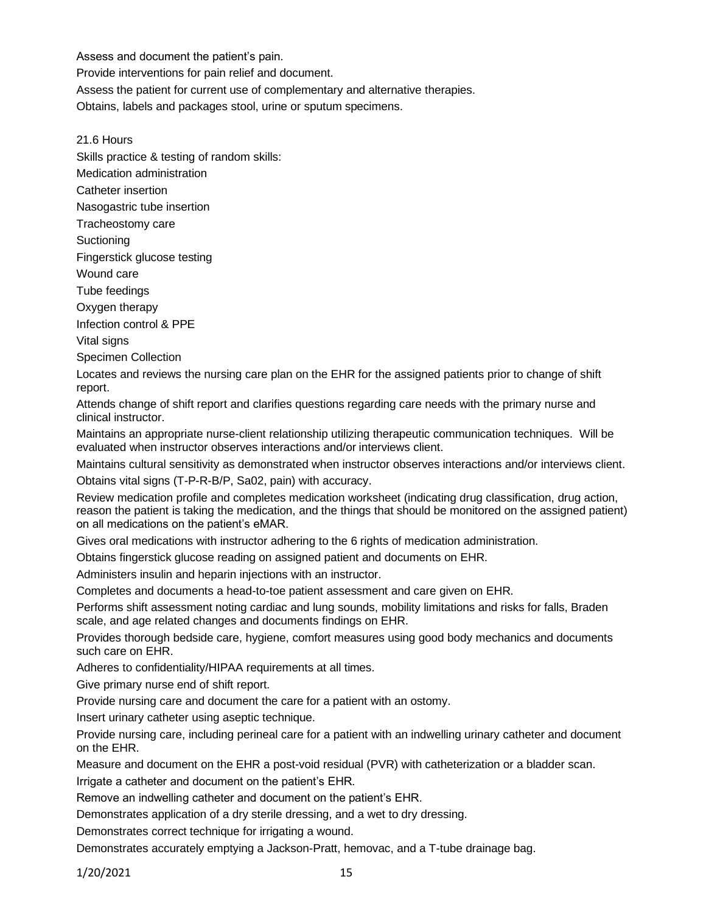Assess and document the patient's pain.

Provide interventions for pain relief and document.

Assess the patient for current use of complementary and alternative therapies.

Obtains, labels and packages stool, urine or sputum specimens.

21.6 Hours

Skills practice & testing of random skills:

Medication administration

Catheter insertion

Nasogastric tube insertion

Tracheostomy care

Suctioning

Fingerstick glucose testing

Wound care

Tube feedings

Oxygen therapy

Infection control & PPE

Vital signs

Specimen Collection

Locates and reviews the nursing care plan on the EHR for the assigned patients prior to change of shift report.

Attends change of shift report and clarifies questions regarding care needs with the primary nurse and clinical instructor.

Maintains an appropriate nurse-client relationship utilizing therapeutic communication techniques. Will be evaluated when instructor observes interactions and/or interviews client.

Maintains cultural sensitivity as demonstrated when instructor observes interactions and/or interviews client.

Obtains vital signs (T-P-R-B/P, Sa02, pain) with accuracy.

Review medication profile and completes medication worksheet (indicating drug classification, drug action, reason the patient is taking the medication, and the things that should be monitored on the assigned patient) on all medications on the patient's eMAR.

Gives oral medications with instructor adhering to the 6 rights of medication administration.

Obtains fingerstick glucose reading on assigned patient and documents on EHR.

Administers insulin and heparin injections with an instructor.

Completes and documents a head-to-toe patient assessment and care given on EHR.

Performs shift assessment noting cardiac and lung sounds, mobility limitations and risks for falls, Braden scale, and age related changes and documents findings on EHR.

Provides thorough bedside care, hygiene, comfort measures using good body mechanics and documents such care on EHR.

Adheres to confidentiality/HIPAA requirements at all times.

Give primary nurse end of shift report.

Provide nursing care and document the care for a patient with an ostomy.

Insert urinary catheter using aseptic technique.

Provide nursing care, including perineal care for a patient with an indwelling urinary catheter and document on the EHR.

Measure and document on the EHR a post-void residual (PVR) with catheterization or a bladder scan.

Irrigate a catheter and document on the patient's EHR.

Remove an indwelling catheter and document on the patient's EHR.

Demonstrates application of a dry sterile dressing, and a wet to dry dressing.

Demonstrates correct technique for irrigating a wound.

Demonstrates accurately emptying a Jackson-Pratt, hemovac, and a T-tube drainage bag.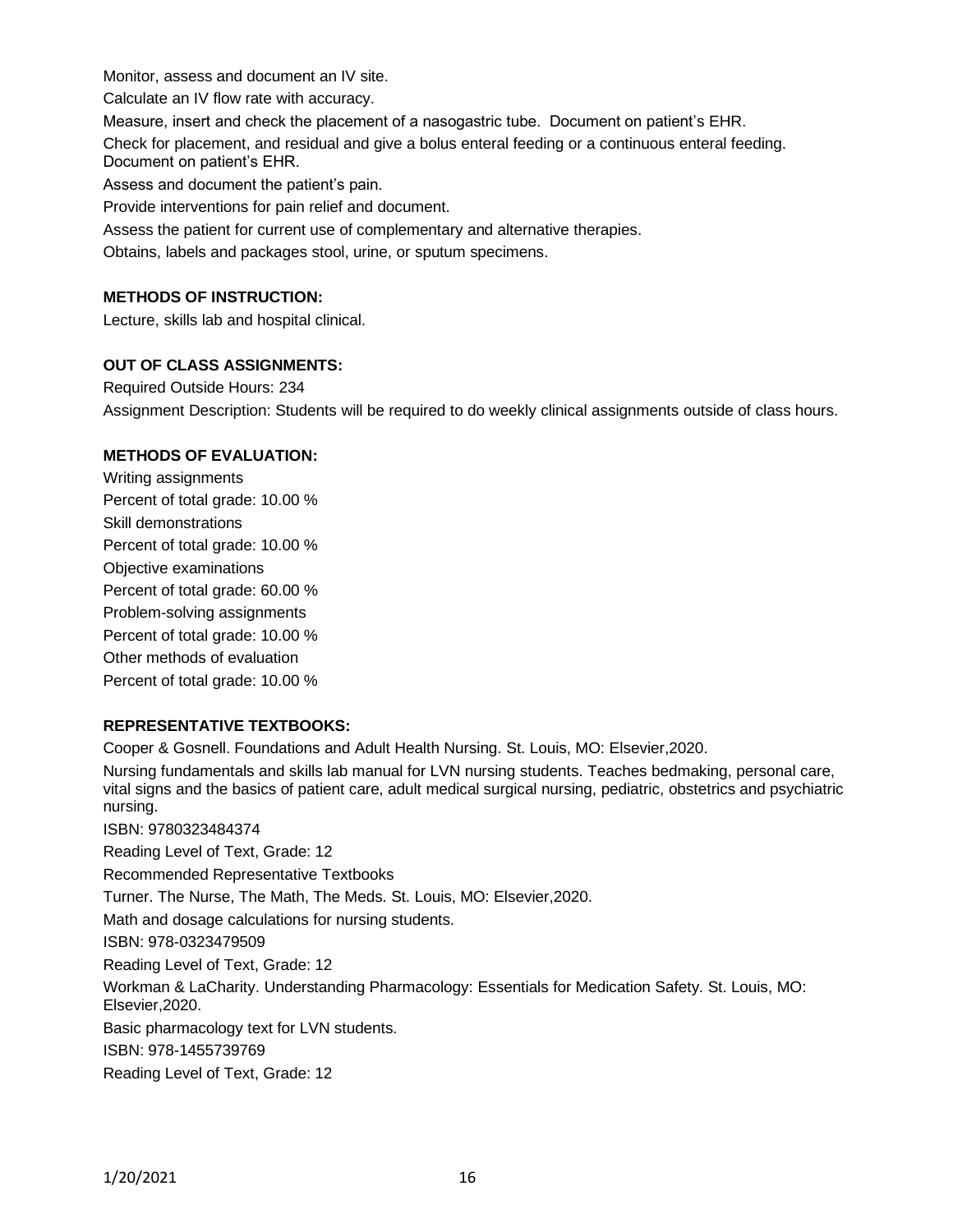Monitor, assess and document an IV site.

Calculate an IV flow rate with accuracy.

Measure, insert and check the placement of a nasogastric tube. Document on patient's EHR.

Check for placement, and residual and give a bolus enteral feeding or a continuous enteral feeding. Document on patient's EHR.

Assess and document the patient's pain.

Provide interventions for pain relief and document.

Assess the patient for current use of complementary and alternative therapies.

Obtains, labels and packages stool, urine, or sputum specimens.

**METHODS OF INSTRUCTION:**

Lecture, skills lab and hospital clinical.

**OUT OF CLASS ASSIGNMENTS:**

Required Outside Hours: 234

Assignment Description: Students will be required to do weekly clinical assignments outside of class hours.

**METHODS OF EVALUATION:**

Writing assignments

Percent of total grade: 10.00 %

Skill demonstrations

Percent of total grade: 10.00 %

Objective examinations

Percent of total grade: 60.00 %

Problem-solving assignments

Percent of total grade: 10.00 %

Other methods of evaluation

Percent of total grade: 10.00 %

**REPRESENTATIVE TEXTBOOKS:**

Cooper & Gosnell. Foundations and Adult Health Nursing. St. Louis, MO: Elsevier,2020.

Nursing fundamentals and skills lab manual for LVN nursing students. Teaches bedmaking, personal care, vital signs and the basics of patient care, adult medical surgical nursing, pediatric, obstetrics and psychiatric nursing.

ISBN: 9780323484374

Reading Level of Text, Grade: 12

Recommended Representative Textbooks

Turner. The Nurse, The Math, The Meds. St. Louis, MO: Elsevier,2020.

Math and dosage calculations for nursing students.

ISBN: 978-0323479509

Reading Level of Text, Grade: 12

Workman & LaCharity. Understanding Pharmacology: Essentials for Medication Safety. St. Louis, MO: Elsevier,2020.

Basic pharmacology text for LVN students.

ISBN: 978-1455739769

Reading Level of Text, Grade: 12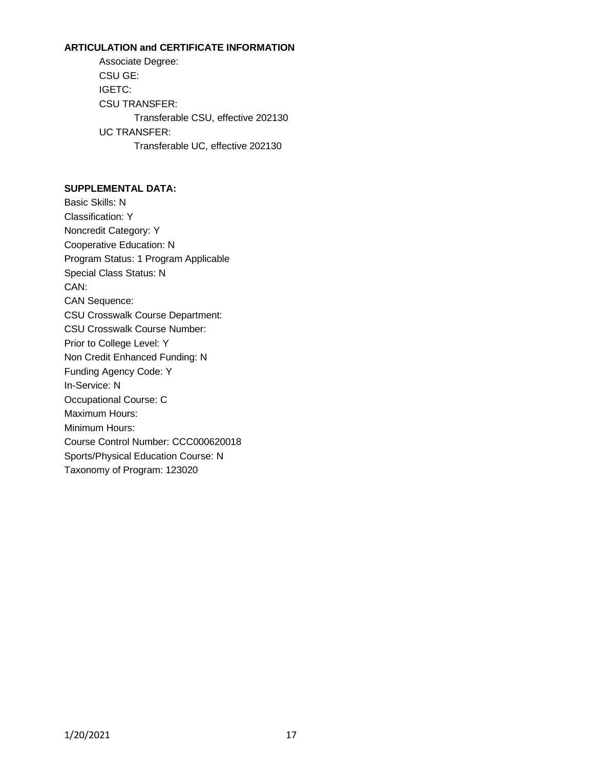**ARTICULATION and CERTIFICATE INFORMATION**

Associate Degree:
CSU GE:
IGETC:
CSU TRANSFER:
Transferable CSU, effective 202130
UC TRANSFER:
Transferable UC, effective 202130

**SUPPLEMENTAL DATA:**

Basic Skills: N
Classification: Y
Noncredit Category: Y
Cooperative Education: N
Program Status: 1 Program Applicable
Special Class Status: N
CAN:
CAN Sequence:
CSU Crosswalk Course Department:
CSU Crosswalk Course Number:
Prior to College Level: Y
Non Credit Enhanced Funding: N
Funding Agency Code: Y
In-Service: N
Occupational Course: C
Maximum Hours:
Minimum Hours:
Course Control Number: CCC000620018
Sports/Physical Education Course: N
Taxonomy of Program: 123020

1/20/2021